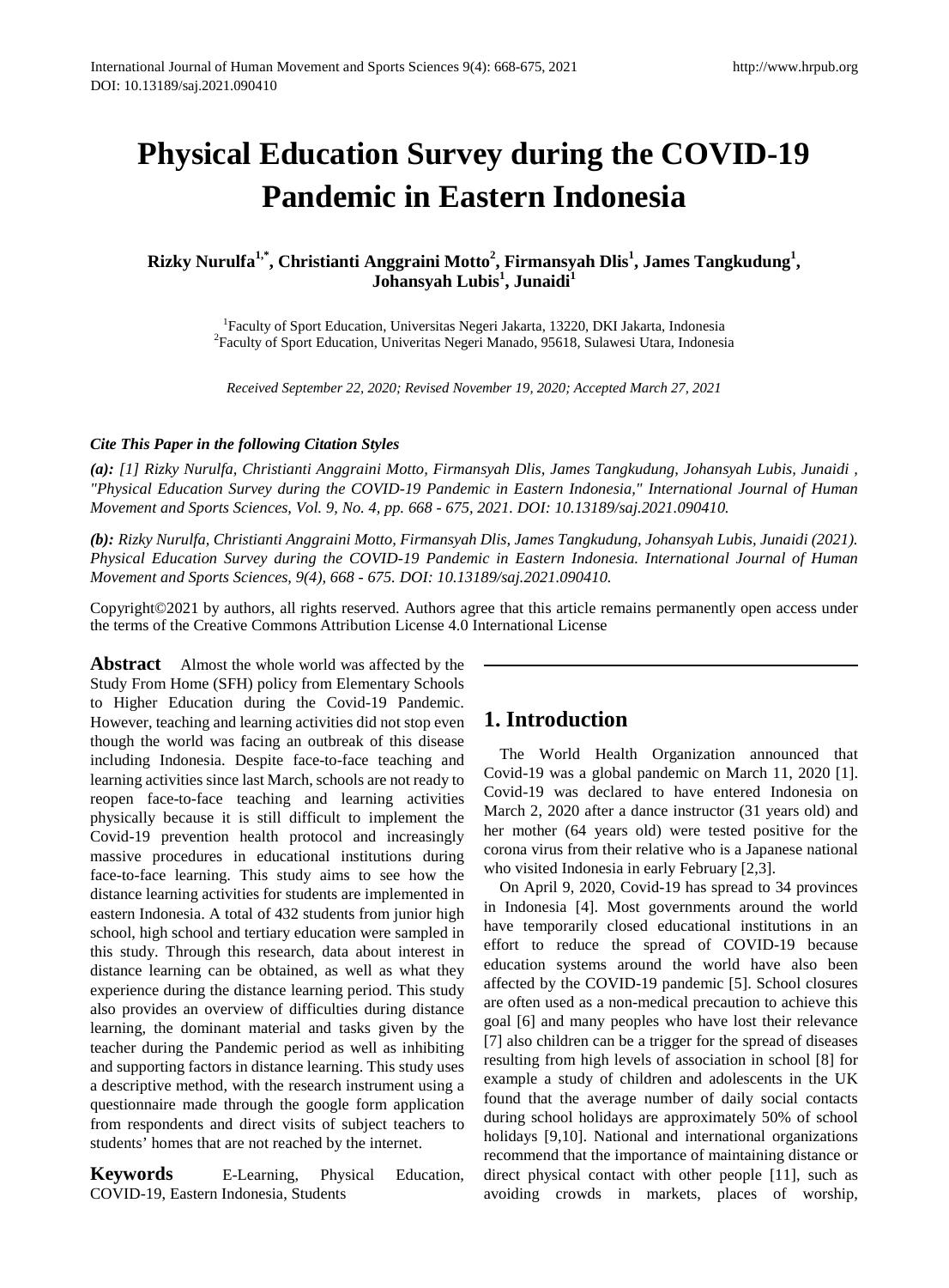# Physical Education Survey during the COVID-19 Pandemic in Eastern Indonesia

**Rizky Nurulfa[1,*], Christianti Anggraini Motto[2], Firmansyah Dlis[1], James Tangkudung[1], Johansyah Lubis[1], Junaidi[1]**

[1]Faculty of Sport Education, Universitas Negeri Jakarta, 13220, DKI Jakarta, Indonesia
[2]Faculty of Sport Education, Univeritas Negeri Manado, 95618, Sulawesi Utara, Indonesia

*Received September 22, 2020; Revised November 19, 2020; Accepted March 27, 2021*

***Cite This Paper in the following Citation Styles***

***(a):*** *[1] Rizky Nurulfa, Christianti Anggraini Motto, Firmansyah Dlis, James Tangkudung, Johansyah Lubis, Junaidi , "Physical Education Survey during the COVID-19 Pandemic in Eastern Indonesia," International Journal of Human Movement and Sports Sciences, Vol. 9, No. 4, pp. 668 - 675, 2021. DOI: 10.13189/saj.2021.090410.*

***(b):*** *Rizky Nurulfa, Christianti Anggraini Motto, Firmansyah Dlis, James Tangkudung, Johansyah Lubis, Junaidi (2021). Physical Education Survey during the COVID-19 Pandemic in Eastern Indonesia. International Journal of Human Movement and Sports Sciences, 9(4), 668 - 675. DOI: 10.13189/saj.2021.090410.*

Copyright©2021 by authors, all rights reserved. Authors agree that this article remains permanently open access under the terms of the Creative Commons Attribution License 4.0 International License

**Abstract** Almost the whole world was affected by the Study From Home (SFH) policy from Elementary Schools to Higher Education during the Covid-19 Pandemic. However, teaching and learning activities did not stop even though the world was facing an outbreak of this disease including Indonesia. Despite face-to-face teaching and learning activities since last March, schools are not ready to reopen face-to-face teaching and learning activities physically because it is still difficult to implement the Covid-19 prevention health protocol and increasingly massive procedures in educational institutions during face-to-face learning. This study aims to see how the distance learning activities for students are implemented in eastern Indonesia. A total of 432 students from junior high school, high school and tertiary education were sampled in this study. Through this research, data about interest in distance learning can be obtained, as well as what they experience during the distance learning period. This study also provides an overview of difficulties during distance learning, the dominant material and tasks given by the teacher during the Pandemic period as well as inhibiting and supporting factors in distance learning. This study uses a descriptive method, with the research instrument using a questionnaire made through the google form application from respondents and direct visits of subject teachers to students' homes that are not reached by the internet.

**Keywords** E-Learning, Physical Education, COVID-19, Eastern Indonesia, Students

## 1. Introduction

The World Health Organization announced that Covid-19 was a global pandemic on March 11, 2020 [1]. Covid-19 was declared to have entered Indonesia on March 2, 2020 after a dance instructor (31 years old) and her mother (64 years old) were tested positive for the corona virus from their relative who is a Japanese national who visited Indonesia in early February [2,3].

On April 9, 2020, Covid-19 has spread to 34 provinces in Indonesia [4]. Most governments around the world have temporarily closed educational institutions in an effort to reduce the spread of COVID-19 because education systems around the world have also been affected by the COVID-19 pandemic [5]. School closures are often used as a non-medical precaution to achieve this goal [6] and many peoples who have lost their relevance [7] also children can be a trigger for the spread of diseases resulting from high levels of association in school [8] for example a study of children and adolescents in the UK found that the average number of daily social contacts during school holidays are approximately 50% of school holidays [9,10]. National and international organizations recommend that the importance of maintaining distance or direct physical contact with other people [11], such as avoiding crowds in markets, places of worship,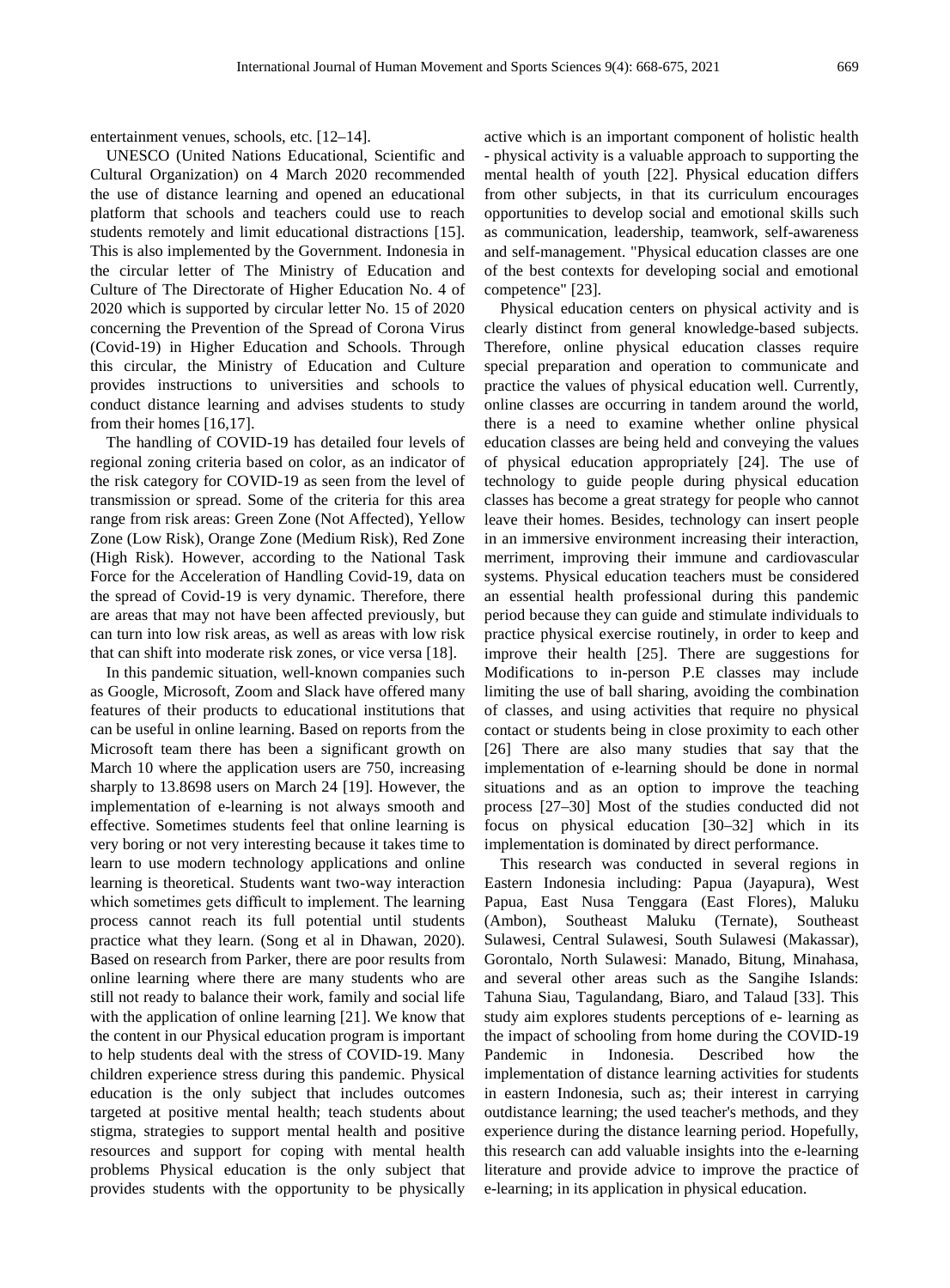entertainment venues, schools, etc. [12–14].

UNESCO (United Nations Educational, Scientific and Cultural Organization) on 4 March 2020 recommended the use of distance learning and opened an educational platform that schools and teachers could use to reach students remotely and limit educational distractions [15]. This is also implemented by the Government. Indonesia in the circular letter of The Ministry of Education and Culture of The Directorate of Higher Education No. 4 of 2020 which is supported by circular letter No. 15 of 2020 concerning the Prevention of the Spread of Corona Virus (Covid-19) in Higher Education and Schools. Through this circular, the Ministry of Education and Culture provides instructions to universities and schools to conduct distance learning and advises students to study from their homes [16,17].

The handling of COVID-19 has detailed four levels of regional zoning criteria based on color, as an indicator of the risk category for COVID-19 as seen from the level of transmission or spread. Some of the criteria for this area range from risk areas: Green Zone (Not Affected), Yellow Zone (Low Risk), Orange Zone (Medium Risk), Red Zone (High Risk). However, according to the National Task Force for the Acceleration of Handling Covid-19, data on the spread of Covid-19 is very dynamic. Therefore, there are areas that may not have been affected previously, but can turn into low risk areas, as well as areas with low risk that can shift into moderate risk zones, or vice versa [18].

In this pandemic situation, well-known companies such as Google, Microsoft, Zoom and Slack have offered many features of their products to educational institutions that can be useful in online learning. Based on reports from the Microsoft team there has been a significant growth on March 10 where the application users are 750, increasing sharply to 13.8698 users on March 24 [19]. However, the implementation of e-learning is not always smooth and effective. Sometimes students feel that online learning is very boring or not very interesting because it takes time to learn to use modern technology applications and online learning is theoretical. Students want two-way interaction which sometimes gets difficult to implement. The learning process cannot reach its full potential until students practice what they learn. (Song et al in Dhawan, 2020). Based on research from Parker, there are poor results from online learning where there are many students who are still not ready to balance their work, family and social life with the application of online learning [21]. We know that the content in our Physical education program is important to help students deal with the stress of COVID-19. Many children experience stress during this pandemic. Physical education is the only subject that includes outcomes targeted at positive mental health; teach students about stigma, strategies to support mental health and positive resources and support for coping with mental health problems Physical education is the only subject that provides students with the opportunity to be physically active which is an important component of holistic health - physical activity is a valuable approach to supporting the mental health of youth [22]. Physical education differs from other subjects, in that its curriculum encourages opportunities to develop social and emotional skills such as communication, leadership, teamwork, self-awareness and self-management. "Physical education classes are one of the best contexts for developing social and emotional competence" [23].

Physical education centers on physical activity and is clearly distinct from general knowledge-based subjects. Therefore, online physical education classes require special preparation and operation to communicate and practice the values of physical education well. Currently, online classes are occurring in tandem around the world, there is a need to examine whether online physical education classes are being held and conveying the values of physical education appropriately [24]. The use of technology to guide people during physical education classes has become a great strategy for people who cannot leave their homes. Besides, technology can insert people in an immersive environment increasing their interaction, merriment, improving their immune and cardiovascular systems. Physical education teachers must be considered an essential health professional during this pandemic period because they can guide and stimulate individuals to practice physical exercise routinely, in order to keep and improve their health [25]. There are suggestions for Modifications to in-person P.E classes may include limiting the use of ball sharing, avoiding the combination of classes, and using activities that require no physical contact or students being in close proximity to each other [26] There are also many studies that say that the implementation of e-learning should be done in normal situations and as an option to improve the teaching process [27–30] Most of the studies conducted did not focus on physical education [30–32] which in its implementation is dominated by direct performance.

This research was conducted in several regions in Eastern Indonesia including: Papua (Jayapura), West Papua, East Nusa Tenggara (East Flores), Maluku (Ambon), Southeast Maluku (Ternate), Southeast Sulawesi, Central Sulawesi, South Sulawesi (Makassar), Gorontalo, North Sulawesi: Manado, Bitung, Minahasa, and several other areas such as the Sangihe Islands: Tahuna Siau, Tagulandang, Biaro, and Talaud [33]. This study aim explores students perceptions of e- learning as the impact of schooling from home during the COVID-19 Pandemic in Indonesia. Described how the implementation of distance learning activities for students in eastern Indonesia, such as; their interest in carrying outdistance learning; the used teacher's methods, and they experience during the distance learning period. Hopefully, this research can add valuable insights into the e-learning literature and provide advice to improve the practice of e-learning; in its application in physical education.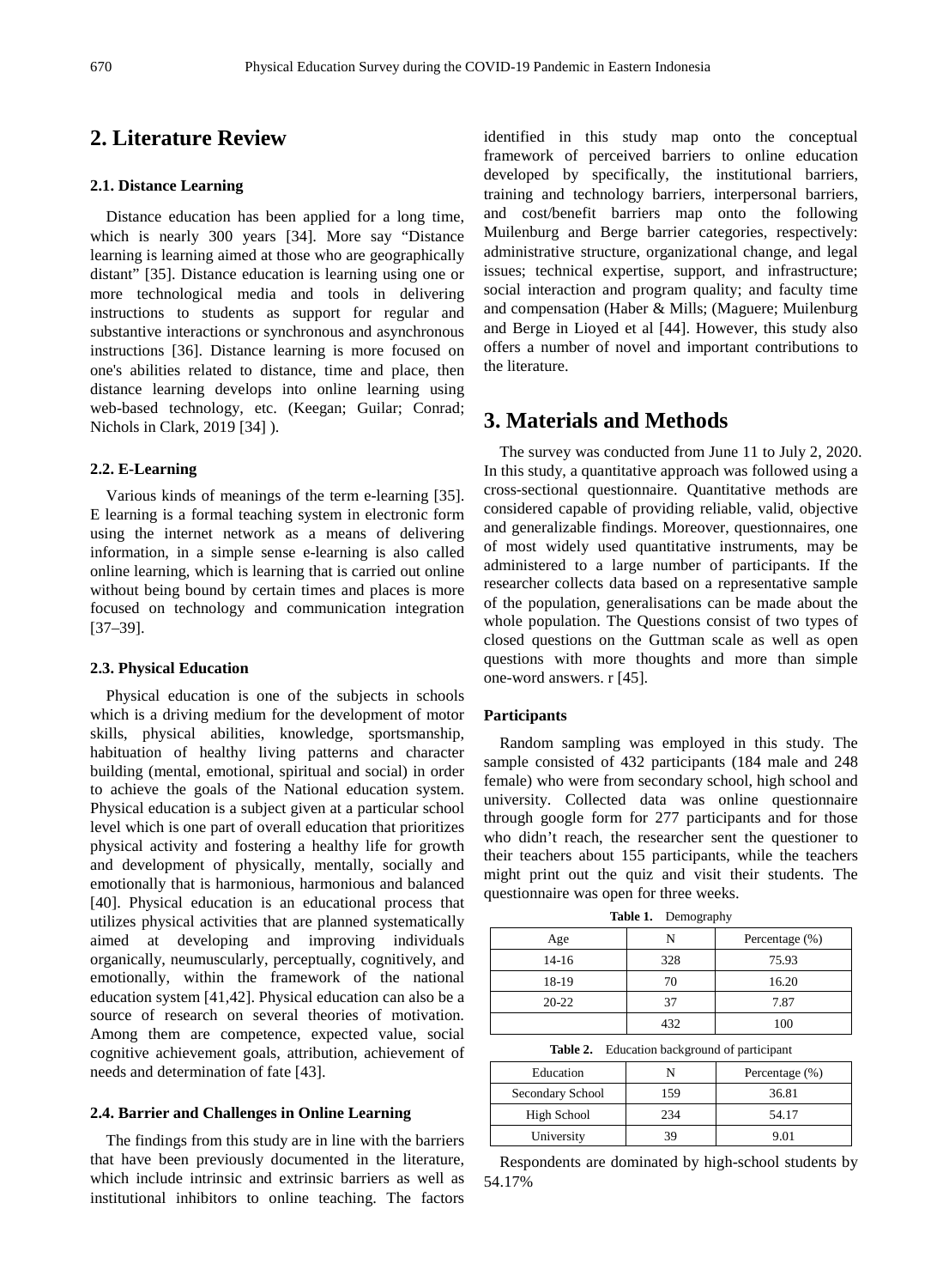## 2. Literature Review

### 2.1. Distance Learning

Distance education has been applied for a long time, which is nearly 300 years [34]. More say "Distance learning is learning aimed at those who are geographically distant" [35]. Distance education is learning using one or more technological media and tools in delivering instructions to students as support for regular and substantive interactions or synchronous and asynchronous instructions [36]. Distance learning is more focused on one's abilities related to distance, time and place, then distance learning develops into online learning using web-based technology, etc. (Keegan; Guilar; Conrad; Nichols in Clark, 2019 [34] ).

### 2.2. E-Learning

Various kinds of meanings of the term e-learning [35]. E learning is a formal teaching system in electronic form using the internet network as a means of delivering information, in a simple sense e-learning is also called online learning, which is learning that is carried out online without being bound by certain times and places is more focused on technology and communication integration [37–39].

### 2.3. Physical Education

Physical education is one of the subjects in schools which is a driving medium for the development of motor skills, physical abilities, knowledge, sportsmanship, habituation of healthy living patterns and character building (mental, emotional, spiritual and social) in order to achieve the goals of the National education system. Physical education is a subject given at a particular school level which is one part of overall education that prioritizes physical activity and fostering a healthy life for growth and development of physically, mentally, socially and emotionally that is harmonious, harmonious and balanced [40]. Physical education is an educational process that utilizes physical activities that are planned systematically aimed at developing and improving individuals organically, neumuscularly, perceptually, cognitively, and emotionally, within the framework of the national education system [41,42]. Physical education can also be a source of research on several theories of motivation. Among them are competence, expected value, social cognitive achievement goals, attribution, achievement of needs and determination of fate [43].

### 2.4. Barrier and Challenges in Online Learning

The findings from this study are in line with the barriers that have been previously documented in the literature, which include intrinsic and extrinsic barriers as well as institutional inhibitors to online teaching. The factors identified in this study map onto the conceptual framework of perceived barriers to online education developed by specifically, the institutional barriers, training and technology barriers, interpersonal barriers, and cost/benefit barriers map onto the following Muilenburg and Berge barrier categories, respectively: administrative structure, organizational change, and legal issues; technical expertise, support, and infrastructure; social interaction and program quality; and faculty time and compensation (Haber & Mills; (Maguere; Muilenburg and Berge in Lioyed et al [44]. However, this study also offers a number of novel and important contributions to the literature.

## 3. Materials and Methods

The survey was conducted from June 11 to July 2, 2020. In this study, a quantitative approach was followed using a cross-sectional questionnaire. Quantitative methods are considered capable of providing reliable, valid, objective and generalizable findings. Moreover, questionnaires, one of most widely used quantitative instruments, may be administered to a large number of participants. If the researcher collects data based on a representative sample of the population, generalisations can be made about the whole population. The Questions consist of two types of closed questions on the Guttman scale as well as open questions with more thoughts and more than simple one-word answers. r [45].

#### Participants

Random sampling was employed in this study. The sample consisted of 432 participants (184 male and 248 female) who were from secondary school, high school and university. Collected data was online questionnaire through google form for 277 participants and for those who didn't reach, the researcher sent the questioner to their teachers about 155 participants, while the teachers might print out the quiz and visit their students. The questionnaire was open for three weeks.

**Table 1.** Demography

| Age | N | Percentage (%) |
|---|---|---|
| 14-16 | 328 | 75.93 |
| 18-19 | 70 | 16.20 |
| 20-22 | 37 | 7.87 |
| | 432 | 100 |

**Table 2.** Education background of participant

| Education | N | Percentage (%) |
|---|---|---|
| Secondary School | 159 | 36.81 |
| High School | 234 | 54.17 |
| University | 39 | 9.01 |

Respondents are dominated by high-school students by 54.17%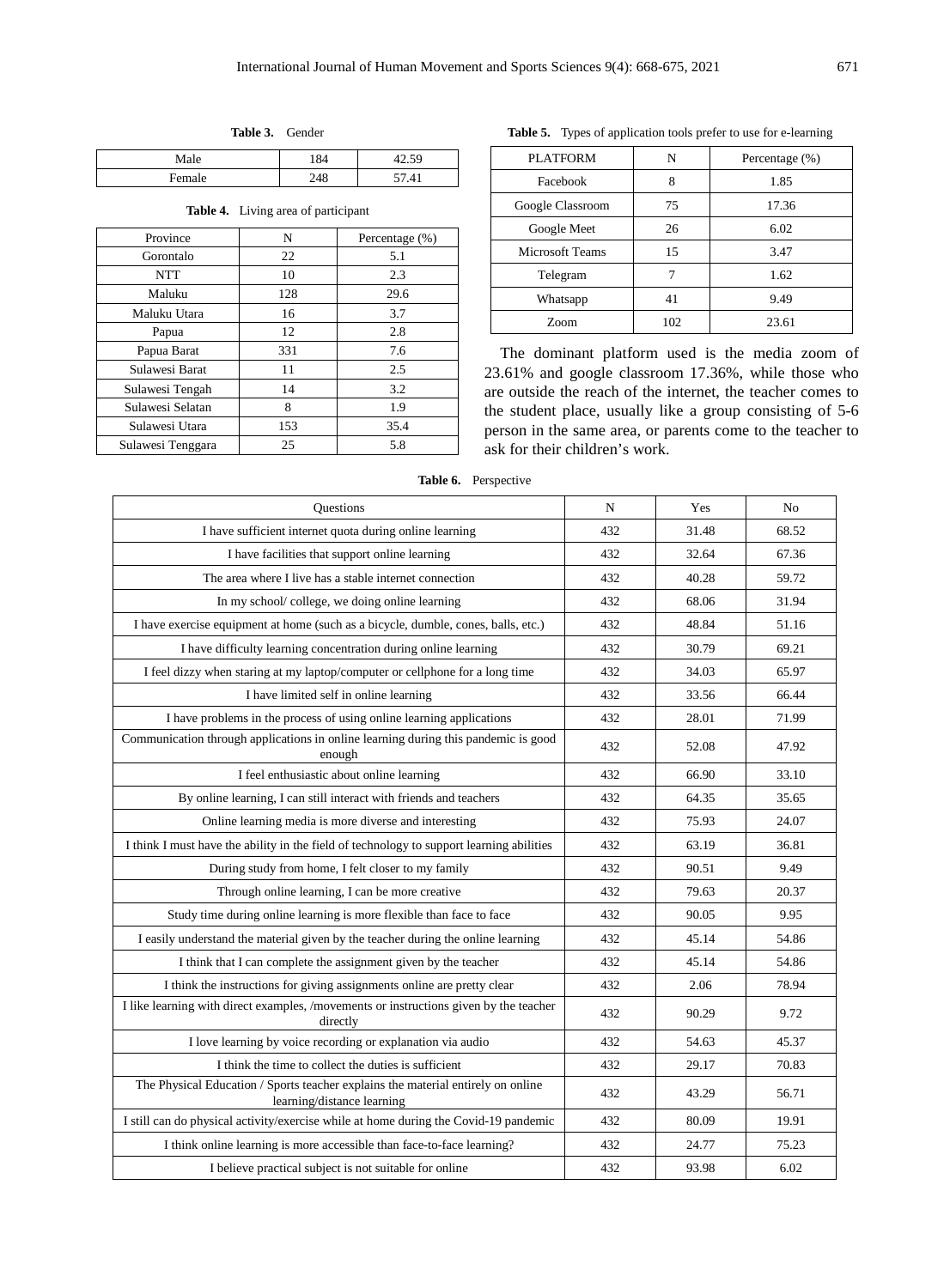**Table 3.** Gender

| | | |
|---|---|---|
| Male | 184 | 42.59 |
| Female | 248 | 57.41 |

**Table 4.** Living area of participant

| Province | N | Percentage (%) |
|---|---|---|
| Gorontalo | 22 | 5.1 |
| NTT | 10 | 2.3 |
| Maluku | 128 | 29.6 |
| Maluku Utara | 16 | 3.7 |
| Papua | 12 | 2.8 |
| Papua Barat | 331 | 7.6 |
| Sulawesi Barat | 11 | 2.5 |
| Sulawesi Tengah | 14 | 3.2 |
| Sulawesi Selatan | 8 | 1.9 |
| Sulawesi Utara | 153 | 35.4 |
| Sulawesi Tenggara | 25 | 5.8 |

**Table 5.** Types of application tools prefer to use for e-learning

| PLATFORM | N | Percentage (%) |
|---|---|---|
| Facebook | 8 | 1.85 |
| Google Classroom | 75 | 17.36 |
| Google Meet | 26 | 6.02 |
| Microsoft Teams | 15 | 3.47 |
| Telegram | 7 | 1.62 |
| Whatsapp | 41 | 9.49 |
| Zoom | 102 | 23.61 |

The dominant platform used is the media zoom of 23.61% and google classroom 17.36%, while those who are outside the reach of the internet, the teacher comes to the student place, usually like a group consisting of 5-6 person in the same area, or parents come to the teacher to ask for their children's work.

**Table 6.** Perspective

| Questions | N | Yes | No |
|---|---|---|---|
| I have sufficient internet quota during online learning | 432 | 31.48 | 68.52 |
| I have facilities that support online learning | 432 | 32.64 | 67.36 |
| The area where I live has a stable internet connection | 432 | 40.28 | 59.72 |
| In my school/ college, we doing online learning | 432 | 68.06 | 31.94 |
| I have exercise equipment at home (such as a bicycle, dumble, cones, balls, etc.) | 432 | 48.84 | 51.16 |
| I have difficulty learning concentration during online learning | 432 | 30.79 | 69.21 |
| I feel dizzy when staring at my laptop/computer or cellphone for a long time | 432 | 34.03 | 65.97 |
| I have limited self in online learning | 432 | 33.56 | 66.44 |
| I have problems in the process of using online learning applications | 432 | 28.01 | 71.99 |
| Communication through applications in online learning during this pandemic is good enough | 432 | 52.08 | 47.92 |
| I feel enthusiastic about online learning | 432 | 66.90 | 33.10 |
| By online learning, I can still interact with friends and teachers | 432 | 64.35 | 35.65 |
| Online learning media is more diverse and interesting | 432 | 75.93 | 24.07 |
| I think I must have the ability in the field of technology to support learning abilities | 432 | 63.19 | 36.81 |
| During study from home, I felt closer to my family | 432 | 90.51 | 9.49 |
| Through online learning, I can be more creative | 432 | 79.63 | 20.37 |
| Study time during online learning is more flexible than face to face | 432 | 90.05 | 9.95 |
| I easily understand the material given by the teacher during the online learning | 432 | 45.14 | 54.86 |
| I think that I can complete the assignment given by the teacher | 432 | 45.14 | 54.86 |
| I think the instructions for giving assignments online are pretty clear | 432 | 2.06 | 78.94 |
| I like learning with direct examples, /movements or instructions given by the teacher directly | 432 | 90.29 | 9.72 |
| I love learning by voice recording or explanation via audio | 432 | 54.63 | 45.37 |
| I think the time to collect the duties is sufficient | 432 | 29.17 | 70.83 |
| The Physical Education / Sports teacher explains the material entirely on online learning/distance learning | 432 | 43.29 | 56.71 |
| I still can do physical activity/exercise while at home during the Covid-19 pandemic | 432 | 80.09 | 19.91 |
| I think online learning is more accessible than face-to-face learning? | 432 | 24.77 | 75.23 |
| I believe practical subject is not suitable for online | 432 | 93.98 | 6.02 |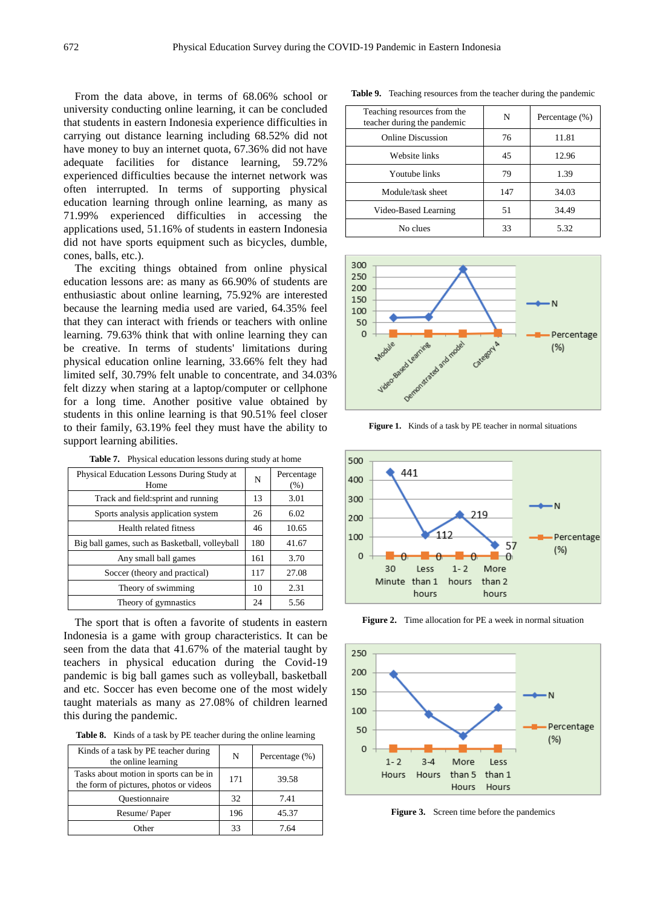From the data above, in terms of 68.06% school or university conducting online learning, it can be concluded that students in eastern Indonesia experience difficulties in carrying out distance learning including 68.52% did not have money to buy an internet quota, 67.36% did not have adequate facilities for distance learning, 59.72% experienced difficulties because the internet network was often interrupted. In terms of supporting physical education learning through online learning, as many as 71.99% experienced difficulties in accessing the applications used, 51.16% of students in eastern Indonesia did not have sports equipment such as bicycles, dumble, cones, balls, etc.).

The exciting things obtained from online physical education lessons are: as many as 66.90% of students are enthusiastic about online learning, 75.92% are interested because the learning media used are varied, 64.35% feel that they can interact with friends or teachers with online learning. 79.63% think that with online learning they can be creative. In terms of students' limitations during physical education online learning, 33.66% felt they had limited self, 30.79% felt unable to concentrate, and 34.03% felt dizzy when staring at a laptop/computer or cellphone for a long time. Another positive value obtained by students in this online learning is that 90.51% feel closer to their family, 63.19% feel they must have the ability to support learning abilities.

**Table 7.** Physical education lessons during study at home

| Physical Education Lessons During Study at Home | N | Percentage (%) |
|---|---|---|
| Track and field:sprint and running | 13 | 3.01 |
| Sports analysis application system | 26 | 6.02 |
| Health related fitness | 46 | 10.65 |
| Big ball games, such as Basketball, volleyball | 180 | 41.67 |
| Any small ball games | 161 | 3.70 |
| Soccer (theory and practical) | 117 | 27.08 |
| Theory of swimming | 10 | 2.31 |
| Theory of gymnastics | 24 | 5.56 |

The sport that is often a favorite of students in eastern Indonesia is a game with group characteristics. It can be seen from the data that 41.67% of the material taught by teachers in physical education during the Covid-19 pandemic is big ball games such as volleyball, basketball and etc. Soccer has even become one of the most widely taught materials as many as 27.08% of children learned this during the pandemic.

**Table 8.** Kinds of a task by PE teacher during the online learning

| Kinds of a task by PE teacher during the online learning | N | Percentage (%) |
|---|---|---|
| Tasks about motion in sports can be in the form of pictures, photos or videos | 171 | 39.58 |
| Questionnaire | 32 | 7.41 |
| Resume/ Paper | 196 | 45.37 |
| Other | 33 | 7.64 |

**Table 9.** Teaching resources from the teacher during the pandemic

| Teaching resources from the teacher during the pandemic | N | Percentage (%) |
|---|---|---|
| Online Discussion | 76 | 11.81 |
| Website links | 45 | 12.96 |
| Youtube links | 79 | 1.39 |
| Module/task sheet | 147 | 34.03 |
| Video-Based Learning | 51 | 34.49 |
| No clues | 33 | 5.32 |

**Figure 1.** Kinds of a task by PE teacher in normal situations

**Figure 2.** Time allocation for PE a week in normal situation

**Figure 3.** Screen time before the pandemics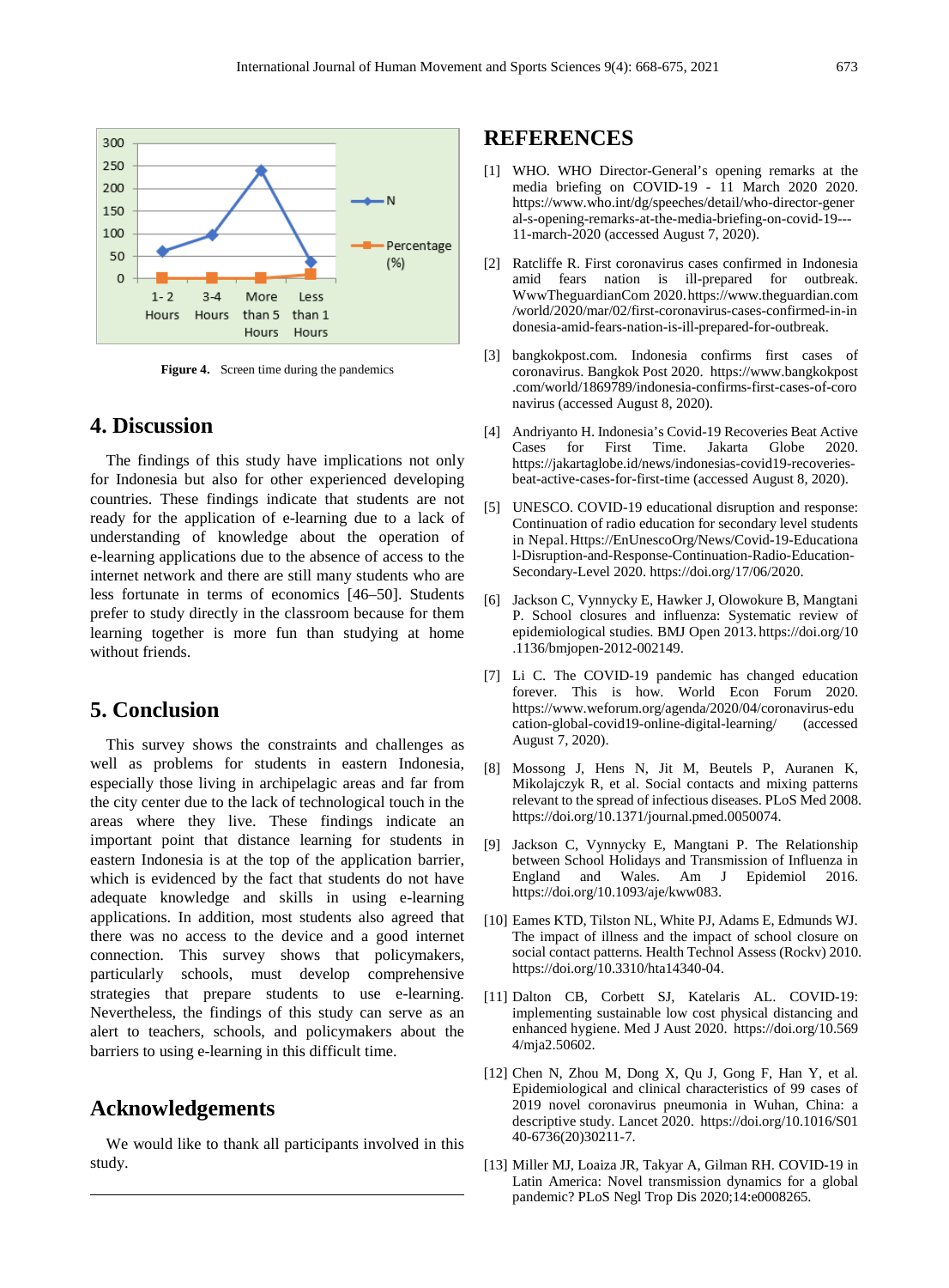Figure 4. Screen time during the pandemics

## 4. Discussion

The findings of this study have implications not only for Indonesia but also for other experienced developing countries. These findings indicate that students are not ready for the application of e-learning due to a lack of understanding of knowledge about the operation of e-learning applications due to the absence of access to the internet network and there are still many students who are less fortunate in terms of economics [46–50]. Students prefer to study directly in the classroom because for them learning together is more fun than studying at home without friends.

## 5. Conclusion

This survey shows the constraints and challenges as well as problems for students in eastern Indonesia, especially those living in archipelagic areas and far from the city center due to the lack of technological touch in the areas where they live. These findings indicate an important point that distance learning for students in eastern Indonesia is at the top of the application barrier, which is evidenced by the fact that students do not have adequate knowledge and skills in using e-learning applications. In addition, most students also agreed that there was no access to the device and a good internet connection. This survey shows that policymakers, particularly schools, must develop comprehensive strategies that prepare students to use e-learning. Nevertheless, the findings of this study can serve as an alert to teachers, schools, and policymakers about the barriers to using e-learning in this difficult time.

## Acknowledgements

We would like to thank all participants involved in this study.

## REFERENCES

[1] WHO. WHO Director-General's opening remarks at the media briefing on COVID-19 - 11 March 2020 2020. https://www.who.int/dg/speeches/detail/who-director-general-s-opening-remarks-at-the-media-briefing-on-covid-19---11-march-2020 (accessed August 7, 2020).

[2] Ratcliffe R. First coronavirus cases confirmed in Indonesia amid fears nation is ill-prepared for outbreak. WwwTheguardianCom 2020. https://www.theguardian.com/world/2020/mar/02/first-coronavirus-cases-confirmed-in-indonesia-amid-fears-nation-is-ill-prepared-for-outbreak.

[3] bangkokpost.com. Indonesia confirms first cases of coronavirus. Bangkok Post 2020. https://www.bangkokpost.com/world/1869789/indonesia-confirms-first-cases-of-coronavirus (accessed August 8, 2020).

[4] Andriyanto H. Indonesia's Covid-19 Recoveries Beat Active Cases for First Time. Jakarta Globe 2020. https://jakartaglobe.id/news/indonesias-covid19-recoveries-beat-active-cases-for-first-time (accessed August 8, 2020).

[5] UNESCO. COVID-19 educational disruption and response: Continuation of radio education for secondary level students in Nepal. Https://EnUnescoOrg/News/Covid-19-Educational-Disruption-and-Response-Continuation-Radio-Education-Secondary-Level 2020. https://doi.org/17/06/2020.

[6] Jackson C, Vynnycky E, Hawker J, Olowokure B, Mangtani P. School closures and influenza: Systematic review of epidemiological studies. BMJ Open 2013. https://doi.org/10.1136/bmjopen-2012-002149.

[7] Li C. The COVID-19 pandemic has changed education forever. This is how. World Econ Forum 2020. https://www.weforum.org/agenda/2020/04/coronavirus-education-global-covid19-online-digital-learning/ (accessed August 7, 2020).

[8] Mossong J, Hens N, Jit M, Beutels P, Auranen K, Mikolajczyk R, et al. Social contacts and mixing patterns relevant to the spread of infectious diseases. PLoS Med 2008. https://doi.org/10.1371/journal.pmed.0050074.

[9] Jackson C, Vynnycky E, Mangtani P. The Relationship between School Holidays and Transmission of Influenza in England and Wales. Am J Epidemiol 2016. https://doi.org/10.1093/aje/kww083.

[10] Eames KTD, Tilston NL, White PJ, Adams E, Edmunds WJ. The impact of illness and the impact of school closure on social contact patterns. Health Technol Assess (Rockv) 2010. https://doi.org/10.3310/hta14340-04.

[11] Dalton CB, Corbett SJ, Katelaris AL. COVID-19: implementing sustainable low cost physical distancing and enhanced hygiene. Med J Aust 2020. https://doi.org/10.5694/mja2.50602.

[12] Chen N, Zhou M, Dong X, Qu J, Gong F, Han Y, et al. Epidemiological and clinical characteristics of 99 cases of 2019 novel coronavirus pneumonia in Wuhan, China: a descriptive study. Lancet 2020. https://doi.org/10.1016/S0140-6736(20)30211-7.

[13] Miller MJ, Loaiza JR, Takyar A, Gilman RH. COVID-19 in Latin America: Novel transmission dynamics for a global pandemic? PLoS Negl Trop Dis 2020;14:e0008265.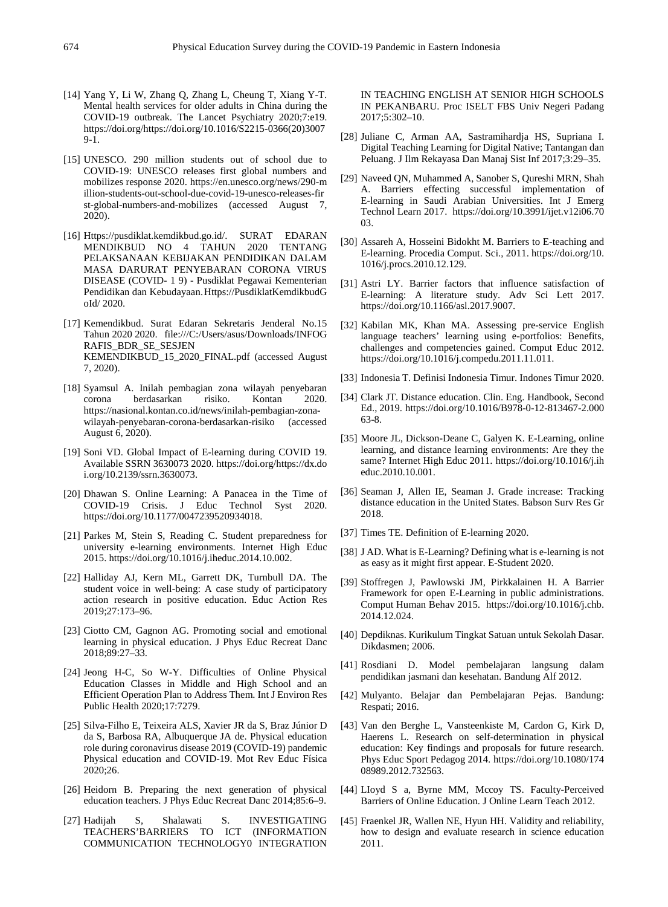[14] Yang Y, Li W, Zhang Q, Zhang L, Cheung T, Xiang Y-T. Mental health services for older adults in China during the COVID-19 outbreak. The Lancet Psychiatry 2020;7:e19. https://doi.org/https://doi.org/10.1016/S2215-0366(20)30079-1.

[15] UNESCO. 290 million students out of school due to COVID-19: UNESCO releases first global numbers and mobilizes response 2020. https://en.unesco.org/news/290-million-students-out-school-due-covid-19-unesco-releases-first-global-numbers-and-mobilizes (accessed August 7, 2020).

[16] Https://pusdiklat.kemdikbud.go.id/. SURAT EDARAN MENDIKBUD NO 4 TAHUN 2020 TENTANG PELAKSANAAN KEBIJAKAN PENDIDIKAN DALAM MASA DARURAT PENYEBARAN CORONA VIRUS DISEASE (COVID- 1 9) - Pusdiklat Pegawai Kementerian Pendidikan dan Kebudayaan. Https://PusdiklatKemdikbudGoId/ 2020.

[17] Kemendikbud. Surat Edaran Sekretaris Jenderal No.15 Tahun 2020 2020. file:///C:/Users/asus/Downloads/INFOGRAFIS_BDR_SE_SESJEN KEMENDIKBUD_15_2020_FINAL.pdf (accessed August 7, 2020).

[18] Syamsul A. Inilah pembagian zona wilayah penyebaran corona berdasarkan risiko. Kontan 2020. https://nasional.kontan.co.id/news/inilah-pembagian-zona-wilayah-penyebaran-corona-berdasarkan-risiko (accessed August 6, 2020).

[19] Soni VD. Global Impact of E-learning during COVID 19. Available SSRN 3630073 2020. https://doi.org/https://dx.doi.org/10.2139/ssrn.3630073.

[20] Dhawan S. Online Learning: A Panacea in the Time of COVID-19 Crisis. J Educ Technol Syst 2020. https://doi.org/10.1177/0047239520934018.

[21] Parkes M, Stein S, Reading C. Student preparedness for university e-learning environments. Internet High Educ 2015. https://doi.org/10.1016/j.iheduc.2014.10.002.

[22] Halliday AJ, Kern ML, Garrett DK, Turnbull DA. The student voice in well-being: A case study of participatory action research in positive education. Educ Action Res 2019;27:173–96.

[23] Ciotto CM, Gagnon AG. Promoting social and emotional learning in physical education. J Phys Educ Recreat Danc 2018;89:27–33.

[24] Jeong H-C, So W-Y. Difficulties of Online Physical Education Classes in Middle and High School and an Efficient Operation Plan to Address Them. Int J Environ Res Public Health 2020;17:7279.

[25] Silva-Filho E, Teixeira ALS, Xavier JR da S, Braz Júnior D da S, Barbosa RA, Albuquerque JA de. Physical education role during coronavirus disease 2019 (COVID-19) pandemic Physical education and COVID-19. Mot Rev Educ Física 2020;26.

[26] Heidorn B. Preparing the next generation of physical education teachers. J Phys Educ Recreat Danc 2014;85:6–9.

[27] Hadijah S, Shalawati S. INVESTIGATING TEACHERS'BARRIERS TO ICT (INFORMATION COMMUNICATION TECHNOLOGY0 INTEGRATION IN TEACHING ENGLISH AT SENIOR HIGH SCHOOLS IN PEKANBARU. Proc ISELT FBS Univ Negeri Padang 2017;5:302–10.

[28] Juliane C, Arman AA, Sastramihardja HS, Supriana I. Digital Teaching Learning for Digital Native; Tantangan dan Peluang. J Ilm Rekayasa Dan Manaj Sist Inf 2017;3:29–35.

[29] Naveed QN, Muhammed A, Sanober S, Qureshi MRN, Shah A. Barriers effecting successful implementation of E-learning in Saudi Arabian Universities. Int J Emerg Technol Learn 2017. https://doi.org/10.3991/ijet.v12i06.7003.

[30] Assareh A, Hosseini Bidokht M. Barriers to E-teaching and E-learning. Procedia Comput. Sci., 2011. https://doi.org/10.1016/j.procs.2010.12.129.

[31] Astri LY. Barrier factors that influence satisfaction of E-learning: A literature study. Adv Sci Lett 2017. https://doi.org/10.1166/asl.2017.9007.

[32] Kabilan MK, Khan MA. Assessing pre-service English language teachers' learning using e-portfolios: Benefits, challenges and competencies gained. Comput Educ 2012. https://doi.org/10.1016/j.compedu.2011.11.011.

[33] Indonesia T. Definisi Indonesia Timur. Indones Timur 2020.

[34] Clark JT. Distance education. Clin. Eng. Handbook, Second Ed., 2019. https://doi.org/10.1016/B978-0-12-813467-2.00063-8.

[35] Moore JL, Dickson-Deane C, Galyen K. E-Learning, online learning, and distance learning environments: Are they the same? Internet High Educ 2011. https://doi.org/10.1016/j.iheduc.2010.10.001.

[36] Seaman J, Allen IE, Seaman J. Grade increase: Tracking distance education in the United States. Babson Surv Res Gr 2018.

[37] Times TE. Definition of E-learning 2020.

[38] J AD. What is E-Learning? Defining what is e-learning is not as easy as it might first appear. E-Student 2020.

[39] Stoffregen J, Pawlowski JM, Pirkkalainen H. A Barrier Framework for open E-Learning in public administrations. Comput Human Behav 2015. https://doi.org/10.1016/j.chb.2014.12.024.

[40] Depdiknas. Kurikulum Tingkat Satuan untuk Sekolah Dasar. Dikdasmen; 2006.

[41] Rosdiani D. Model pembelajaran langsung dalam pendidikan jasmani dan kesehatan. Bandung Alf 2012.

[42] Mulyanto. Belajar dan Pembelajaran Pejas. Bandung: Respati; 2016.

[43] Van den Berghe L, Vansteenkiste M, Cardon G, Kirk D, Haerens L. Research on self-determination in physical education: Key findings and proposals for future research. Phys Educ Sport Pedagog 2014. https://doi.org/10.1080/17408989.2012.732563.

[44] LIoyd S a, Byrne MM, Mccoy TS. Faculty-Perceived Barriers of Online Education. J Online Learn Teach 2012.

[45] Fraenkel JR, Wallen NE, Hyun HH. Validity and reliability, how to design and evaluate research in science education 2011.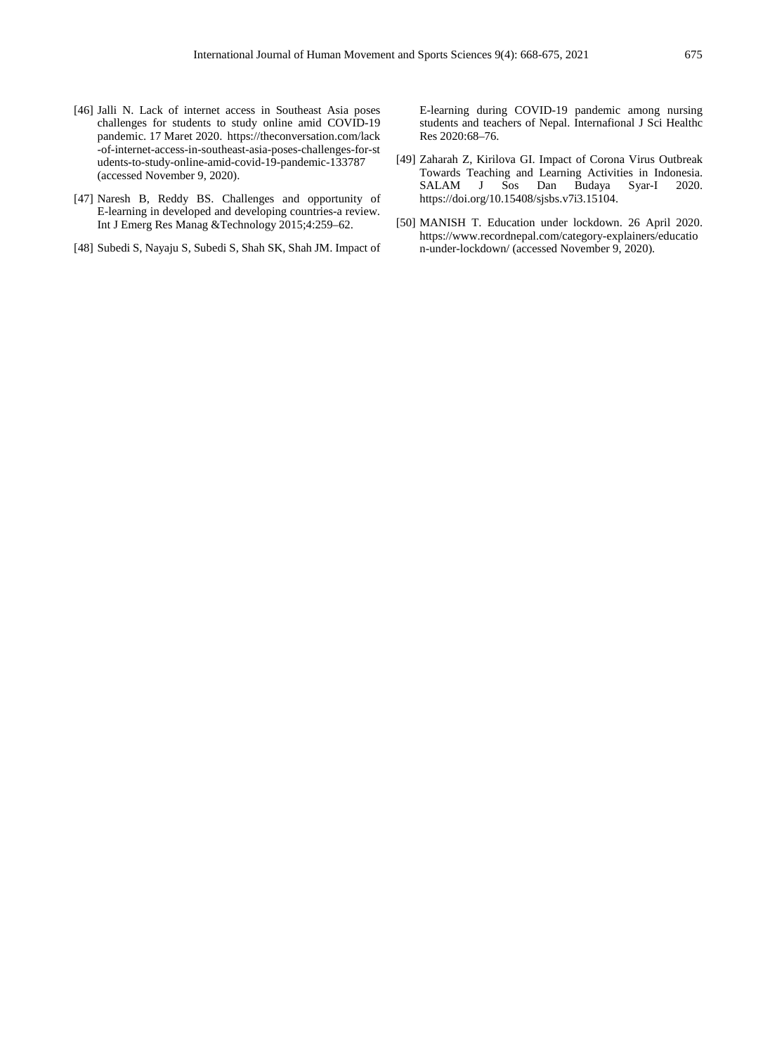[46] Jalli N. Lack of internet access in Southeast Asia poses challenges for students to study online amid COVID-19 pandemic. 17 Maret 2020. https://theconversation.com/lack-of-internet-access-in-southeast-asia-poses-challenges-for-students-to-study-online-amid-covid-19-pandemic-133787 (accessed November 9, 2020).

[47] Naresh B, Reddy BS. Challenges and opportunity of E-learning in developed and developing countries-a review. Int J Emerg Res Manag &Technology 2015;4:259–62.

[48] Subedi S, Nayaju S, Subedi S, Shah SK, Shah JM. Impact of E-learning during COVID-19 pandemic among nursing students and teachers of Nepal. Internafional J Sci Healthc Res 2020:68–76.

[49] Zaharah Z, Kirilova GI. Impact of Corona Virus Outbreak Towards Teaching and Learning Activities in Indonesia. SALAM J Sos Dan Budaya Syar-I 2020. https://doi.org/10.15408/sjsbs.v7i3.15104.

[50] MANISH T. Education under lockdown. 26 April 2020. https://www.recordnepal.com/category-explainers/education-under-lockdown/ (accessed November 9, 2020).